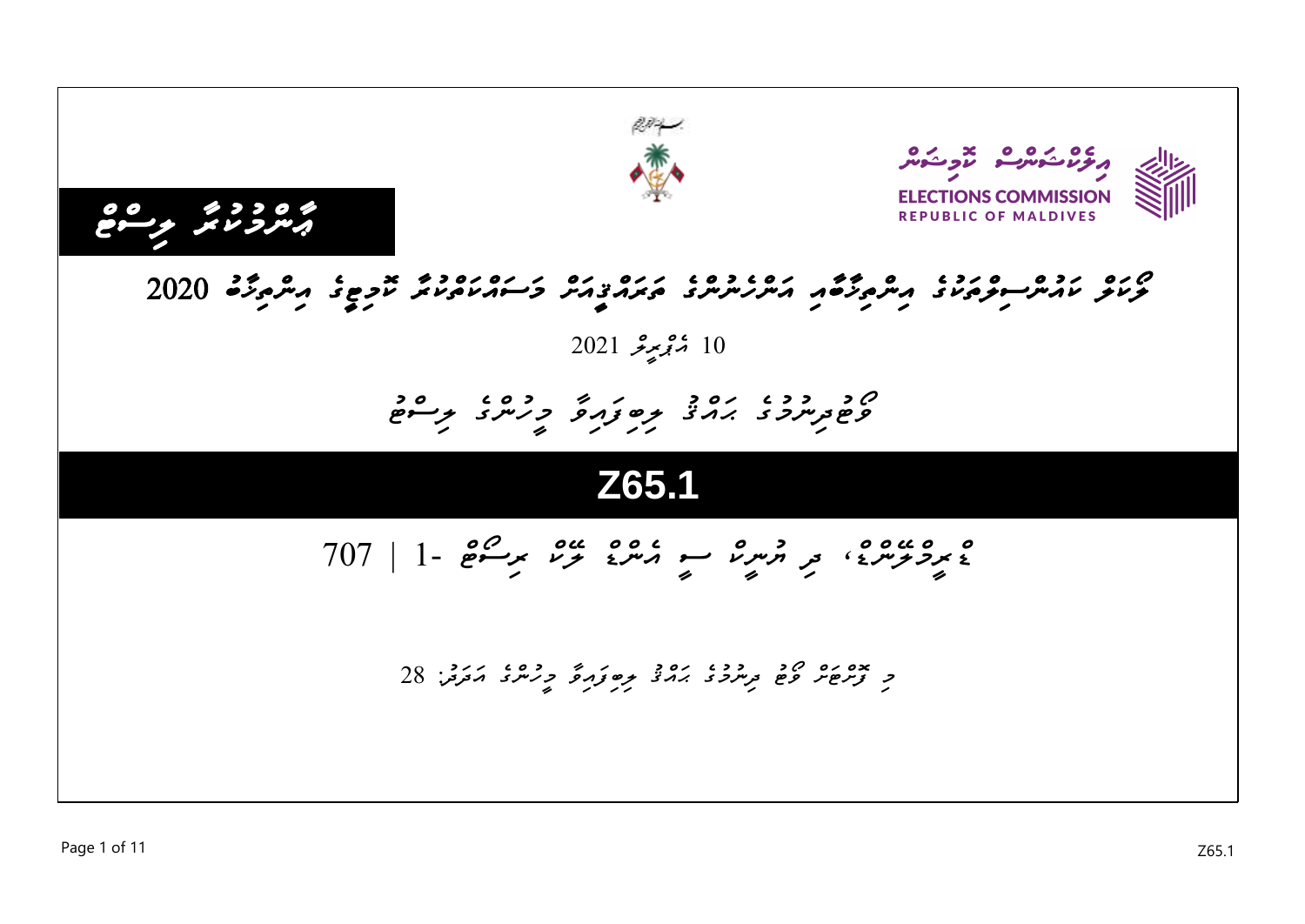ބިސްމިއްލާހިއްރަޙްމާނިއްރަޙީމް

އިލެކްޝަންސް ކޮމިޝަން

ELECTIONS COMMISSION
REPUBLIC OF MALDIVES

# އާންމުކުރާ ލިސްޓު

## ލޯކަލް ކައުންސިލްތަކުގެ އިންތިޚާބާއި އަންހެނުންގެ ތަރައްޤީއަށް މަސައްކަތްކުރާ ކޮމިޓީގެ އިންތިޚާބު 2020

10 އޭޕްރިލް 2021

ވޯޓުދިނުމުގެ ހައްޤު ލިބިފައިވާ މީހުންގެ ލިސްޓު

# Z65.1

ގުރައިދޫ، ދި ދުނިޔެ ސީ އެންޑް ޓޫރ ރިސޯޓް -1 | 707

މި ފޮށްޓަށް ވޯޓު ދިނުމުގެ ހައްޤު ލިބިފައިވާ މީހުންގެ އަދަދު: 28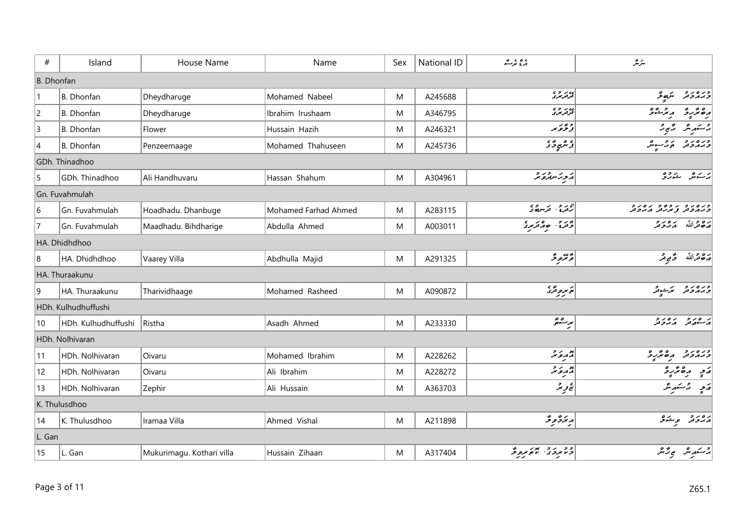| # | Island | House Name | Name | Sex | National ID | ރަށް ގެ | ނަން |
|---|---|---|---|---|---|---|---|
| B. Dhonfan | | | | | | | |
| 1 | B. Dhonfan | Dheydharuge | Mohamed Nabeel | M | A245688 | ދޭދަރުގެ | މުހައްމަދު ނަބީލް |
| 2 | B. Dhonfan | Dheydharuge | Ibrahim Irushaam | M | A346795 | ދޭދަރުގެ | އިބްރާހީމް އިރުޝާމް |
| 3 | B. Dhonfan | Flower | Hussain Hazih | M | A246321 | ފްލާވަރ | ހުސައިން ހާޒިހް |
| 4 | B. Dhonfan | Penzeemaage | Mohamed Thahuseen | M | A245736 | ޕެންޒީމާގެ | މުހައްމަދު ތަހުސީން |
| GDh. Thinadhoo | | | | | | | |
| 5 | GDh. Thinadhoo | Ali Handhuvaru | Hassan Shahum | M | A304961 | އަލިހަނދުވަރު | ހަސަން ޝަހުމް |
| Gn. Fuvahmulah | | | | | | | |
| 6 | Gn. Fuvahmulah | Hoadhadu. Dhanbuge | Mohamed Farhad Ahmed | M | A283115 | ހޯދަޑު. ދަނބުގެ | މުހައްމަދު ފަރުހާދު އަހްމަދު |
| 7 | Gn. Fuvahmulah | Maadhadu. Bihdharige | Abdulla Ahmed | M | A003011 | މާދަޑު. ބިއްދަރިގެ | އަބްދުﷲ އަހްމަދު |
| HA. Dhidhdhoo | | | | | | | |
| 8 | HA. Dhidhdhoo | Vaarey Villa | Abdhulla Majid | M | A291325 | ވާރޭވިލާ | އަބްދުﷲ މާޖިދު |
| HA. Thuraakunu | | | | | | | |
| 9 | HA. Thuraakunu | Tharividhaage | Mohamed Rasheed | M | A090872 | ތަރިވިދާގެ | މުހައްމަދު ރަޝީދު |
| HDh. Kulhudhuffushi | | | | | | | |
| 10 | HDh. Kulhudhuffushi | Ristha | Asadh Ahmed | M | A233330 | ރިސްތާ | އަސްއަދު އަހްމަދު |
| HDh. Nolhivaran | | | | | | | |
| 11 | HDh. Nolhivaran | Oivaru | Mohamed Ibrahim | M | A228262 | އޮއިވަރު | މުހައްމަދު އިބްރާހީމް |
| 12 | HDh. Nolhivaran | Oivaru | Ali Ibrahim | M | A228272 | އޮއިވަރު | އަލި އިބްރާހީމް |
| 13 | HDh. Nolhivaran | Zephir | Ali Hussain | M | A363703 | ޒެފިރ | އަލި ހުސައިން |
| K. Thulusdhoo | | | | | | | |
| 14 | K. Thulusdhoo | Iramaa Villa | Ahmed Vishal | M | A211898 | އިރަމާވިލާ | އަހްމަދު ވިޝަލް |
| L. Gan | | | | | | | |
| 15 | L. Gan | Mukurimagu. Kothari villa | Hussain Zihaan | M | A317404 | މުކުރިމަގު. ކޮތަރިވިލާ | ހުސައިން ޒިހާން |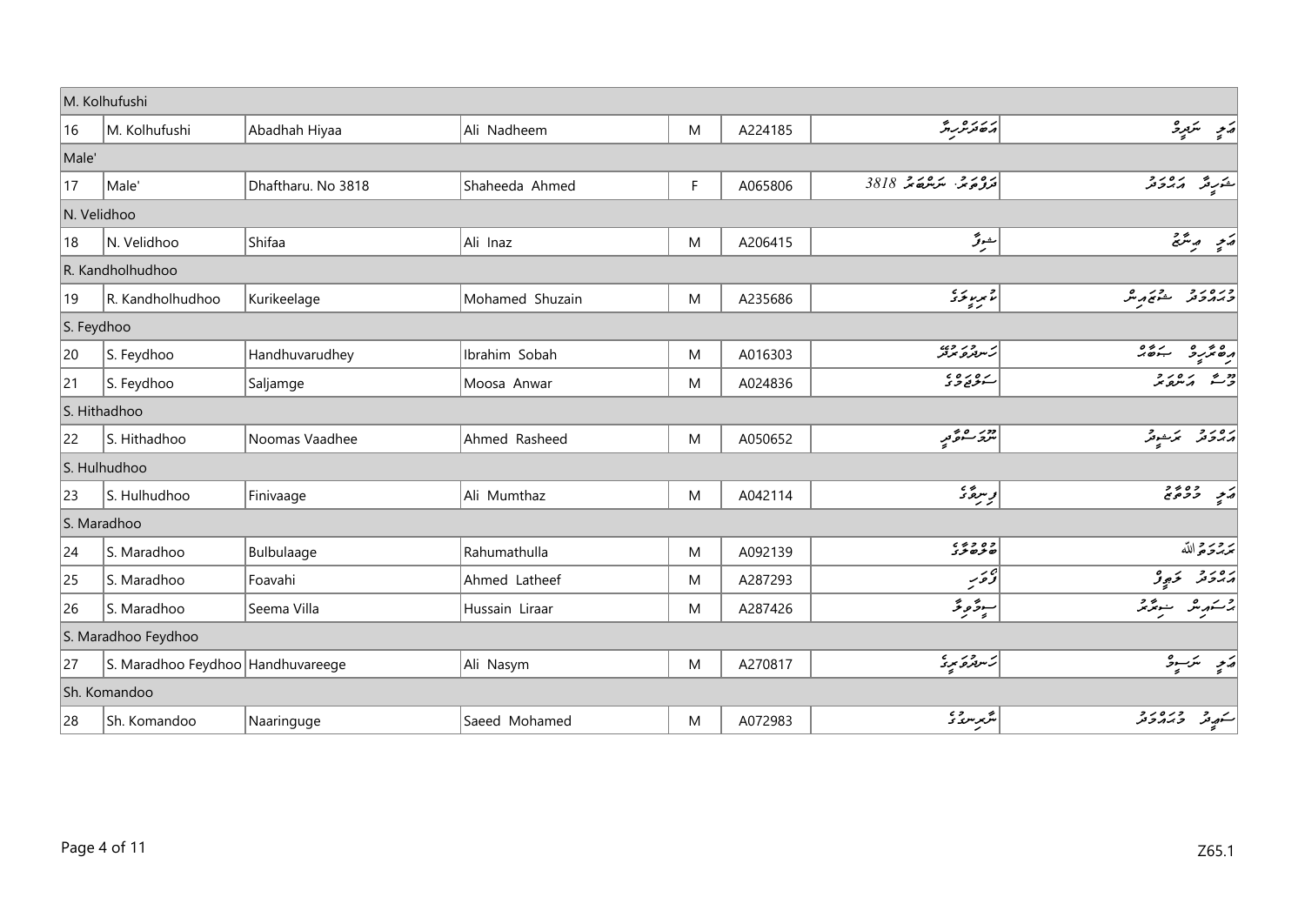| | | | | | | | |
|---|---|---|---|---|---|---|---|
| M. Kolhufushi | | | | | | | |
| 16 | M. Kolhufushi | Abadhah Hiyaa | Ali Nadheem | M | A224185 | އަބަދަށް ހިޔާ | އަލި ނަދީމް |
| Male' | | | | | | | |
| 17 | Male' | Dhaftharu. No 3818 | Shaheeda Ahmed | F | A065806 | ދަފްތަރު. ނަންބަރު 3818 | ޝަހީދާ އަޙްމަދު |
| N. Velidhoo | | | | | | | |
| 18 | N. Velidhoo | Shifaa | Ali Inaz | M | A206415 | ޝިފާ | އަލި އިނާޒް |
| R. Kandholhudhoo | | | | | | | |
| 19 | R. Kandholhudhoo | Kurikeelage | Mohamed Shuzain | M | A235686 | ކުރިކީލަގެ | މުޙައްމަދު ޝުޒައިން |
| S. Feydhoo | | | | | | | |
| 20 | S. Feydhoo | Handhuvarudhey | Ibrahim Sobah | M | A016303 | ހަނދުވަރުދޭ | އިބްރާހީމް ސަބާޙް |
| 21 | S. Feydhoo | Saljamge | Moosa Anwar | M | A024836 | ސަލްޖަމްގެ | މޫސާ އަންވަރު |
| S. Hithadhoo | | | | | | | |
| 22 | S. Hithadhoo | Noomas Vaadhee | Ahmed Rasheed | M | A050652 | ނޫމަސްވާދީ | އަޙްމަދު ރަޝީދު |
| S. Hulhudhoo | | | | | | | |
| 23 | S. Hulhudhoo | Finivaage | Ali Mumthaz | M | A042114 | ފިނިވާގެ | އަލި މުމްތާޒު |
| S. Maradhoo | | | | | | | |
| 24 | S. Maradhoo | Bulbulaage | Rahumathulla | M | A092139 | ބުލްބުލާގެ | ރަޙުމަތުﷲ |
| 25 | S. Maradhoo | Foavahi | Ahmed Latheef | M | A287293 | ފޯވަހި | އަޙްމަދު ލަޠީފް |
| 26 | S. Maradhoo | Seema Villa | Hussain Liraar | M | A287426 | ސީމާވިލާ | ހުސައިން ލިރާރު |
| S. Maradhoo Feydhoo | | | | | | | |
| 27 | S. Maradhoo Feydhoo | Handhuvareege | Ali Nasym | M | A270817 | ހަނދުވަރީގެ | އަލި ނަސީމް |
| Sh. Komandoo | | | | | | | |
| 28 | Sh. Komandoo | Naaringuge | Saeed Mohamed | M | A072983 | ނާރިނގުގެ | ސަޢީދު މުޙައްމަދު |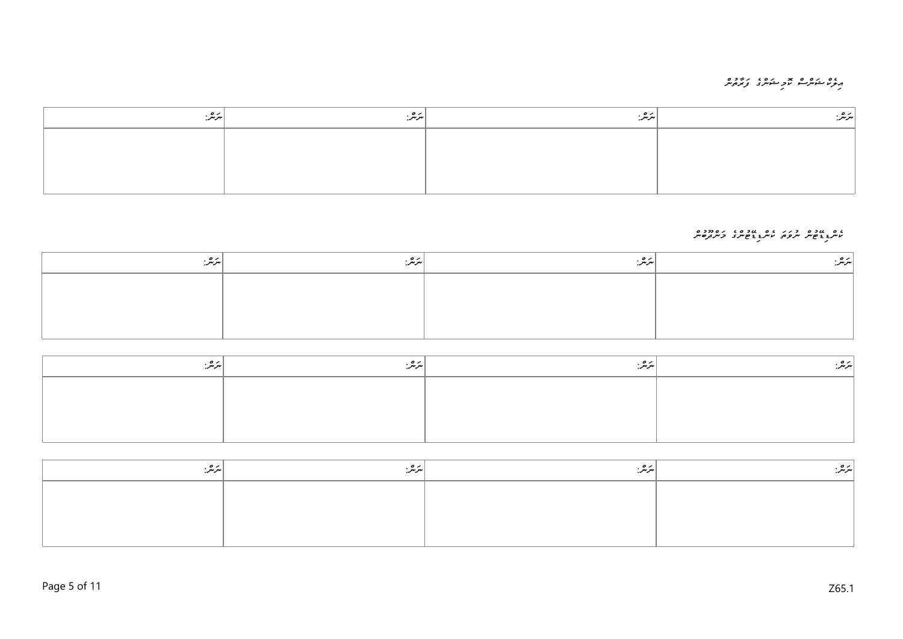# އިވެންޓްސަރަށް ކާމިޔާބުވި ފަރާތް

| ނަން: | ނަން: | ނަން: | ނަން: |
|---|---|---|---|
| | | | |

## ކެންޑިޑޭޓުން ނަގާފައި ކުންފުނީގެ މަސްދޫތަ

| ނަން: | ނަން: | ނަން: | ނަން: |
|---|---|---|---|
| | | | |

| ނަން: | ނަން: | ނަން: | ނަން: |
|---|---|---|---|
| | | | |

| ނަން: | ނަން: | ނަން: | ނަން: |
|---|---|---|---|
| | | | |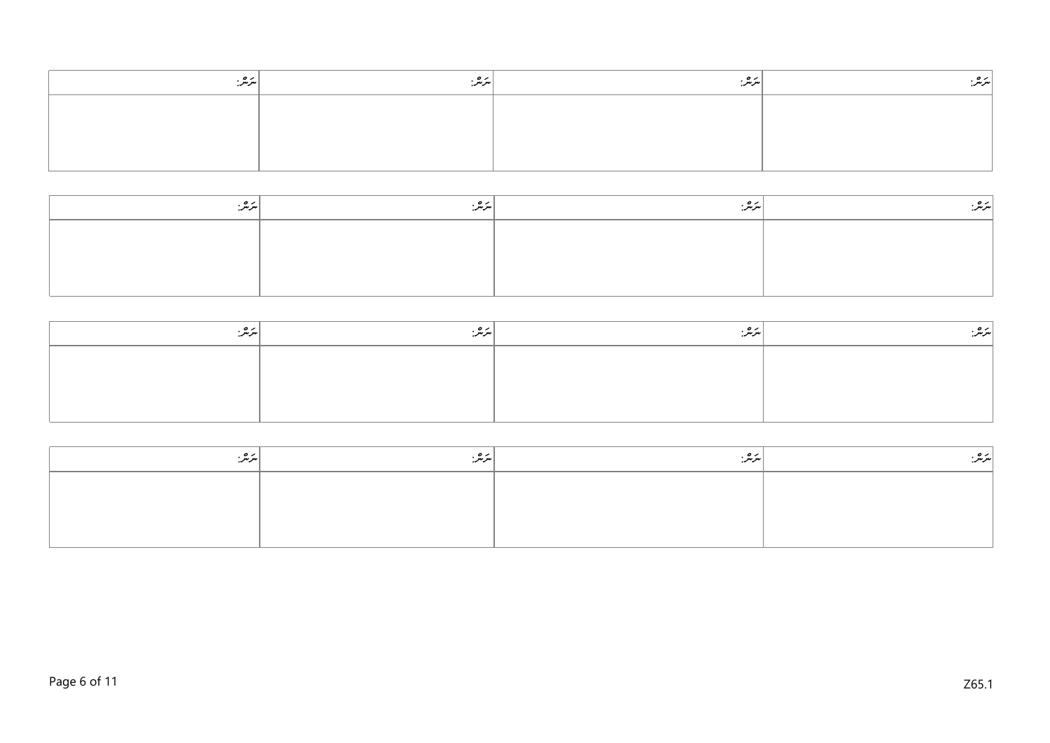| ޒަރަށް: | ޒަރަށް: | ޒަރަށް: | ޒަރަށް: |
|---|---|---|---|
| | | | |

| ޒަރަށް: | ޒަރަށް: | ޒަރަށް: | ޒަރަށް: |
|---|---|---|---|
| | | | |

| ޒަރަށް: | ޒަރަށް: | ޒަރަށް: | ޒަރަށް: |
|---|---|---|---|
| | | | |

| ޒަރަށް: | ޒަރަށް: | ޒަރަށް: | ޒަރަށް: |
|---|---|---|---|
| | | | |

Z65.1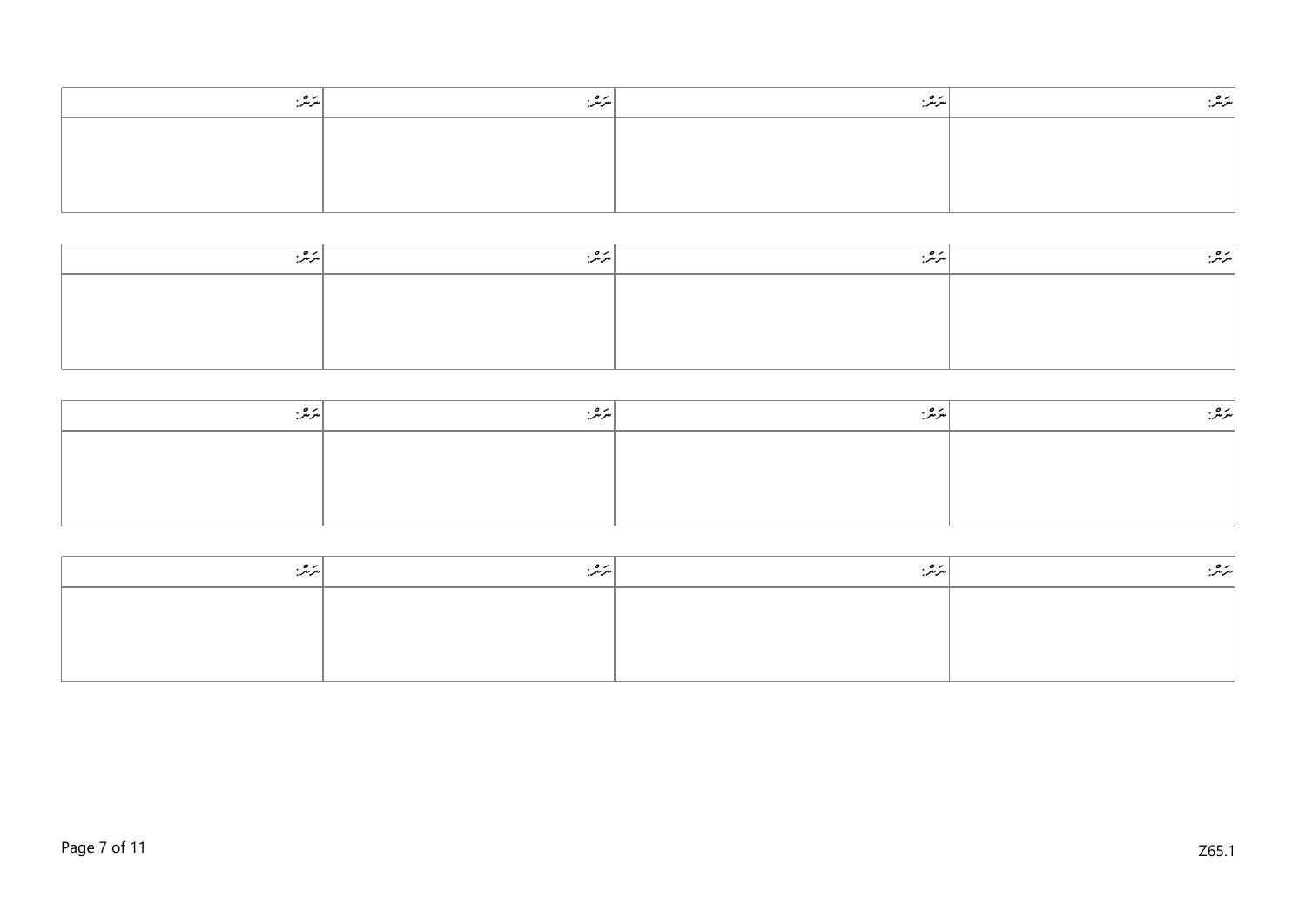| ނަރަދ: | ނަރަދ: | ނަރަދ: | ނަރަދ: |
|---|---|---|---|
| | | | |

| ނަރަދ: | ނަރަދ: | ނަރަދ: | ނަރަދ: |
|---|---|---|---|
| | | | |

| ނަރަދ: | ނަރަދ: | ނަރަދ: | ނަރަދ: |
|---|---|---|---|
| | | | |

| ނަރަދ: | ނަރަދ: | ނަރަދ: | ނަރަދ: |
|---|---|---|---|
| | | | |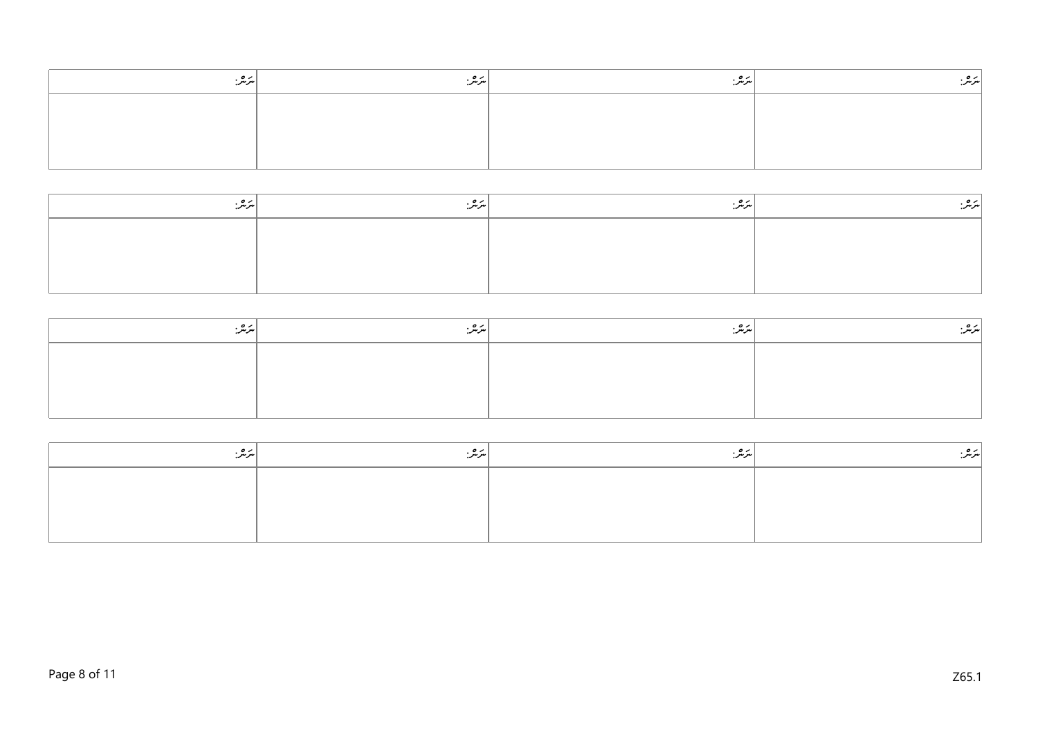| ނަރަދ: | ނަރަދ: | ނަރަދ: | ނަރަދ: |
| --- | --- | --- | --- |
| | | | |

| ނަރަދ: | ނަރަދ: | ނަރަދ: | ނަރަދ: |
| --- | --- | --- | --- |
| | | | |

| ނަރަދ: | ނަރަދ: | ނަރަދ: | ނަރަދ: |
| --- | --- | --- | --- |
| | | | |

| ނަރަދ: | ނަރަދ: | ނަރަދ: | ނަރަދ: |
| --- | --- | --- | --- |
| | | | |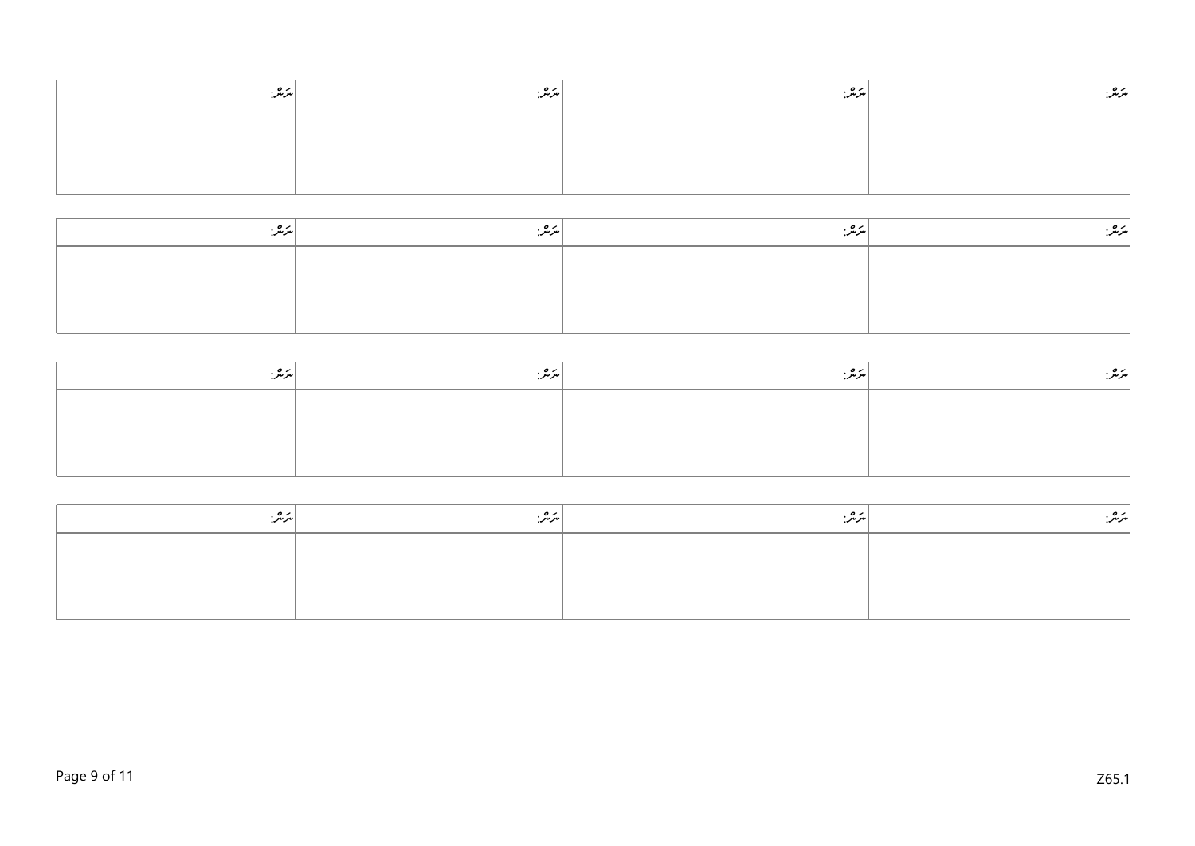| ނަރަތ: | ނަރަތ: | ނަރަތ: | ނަރަތ: |
| --- | --- | --- | --- |
| | | | |

| ނަރަތ: | ނަރަތ: | ނަރަތ: | ނަރަތ: |
| --- | --- | --- | --- |
| | | | |

| ނަރަތ: | ނަރަތ: | ނަރަތ: | ނަރަތ: |
| --- | --- | --- | --- |
| | | | |

| ނަރަތ: | ނަރަތ: | ނަރަތ: | ނަރަތ: |
| --- | --- | --- | --- |
| | | | |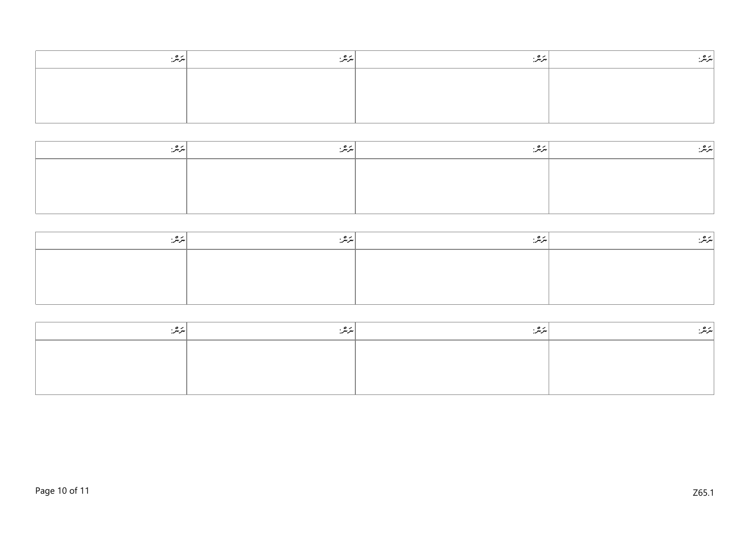| ޑޑރ: | ޑޑރ: | ޑޑރ: | ޑޑރ: |
| --- | --- | --- | --- |
| | | | |

| ޑޑރ: | ޑޑރ: | ޑޑރ: | ޑޑރ: |
| --- | --- | --- | --- |
| | | | |

| ޑޑރ: | ޑޑރ: | ޑޑރ: | ޑޑރ: |
| --- | --- | --- | --- |
| | | | |

| ޑޑރ: | ޑޑރ: | ޑޑރ: | ޑޑރ: |
| --- | --- | --- | --- |
| | | | |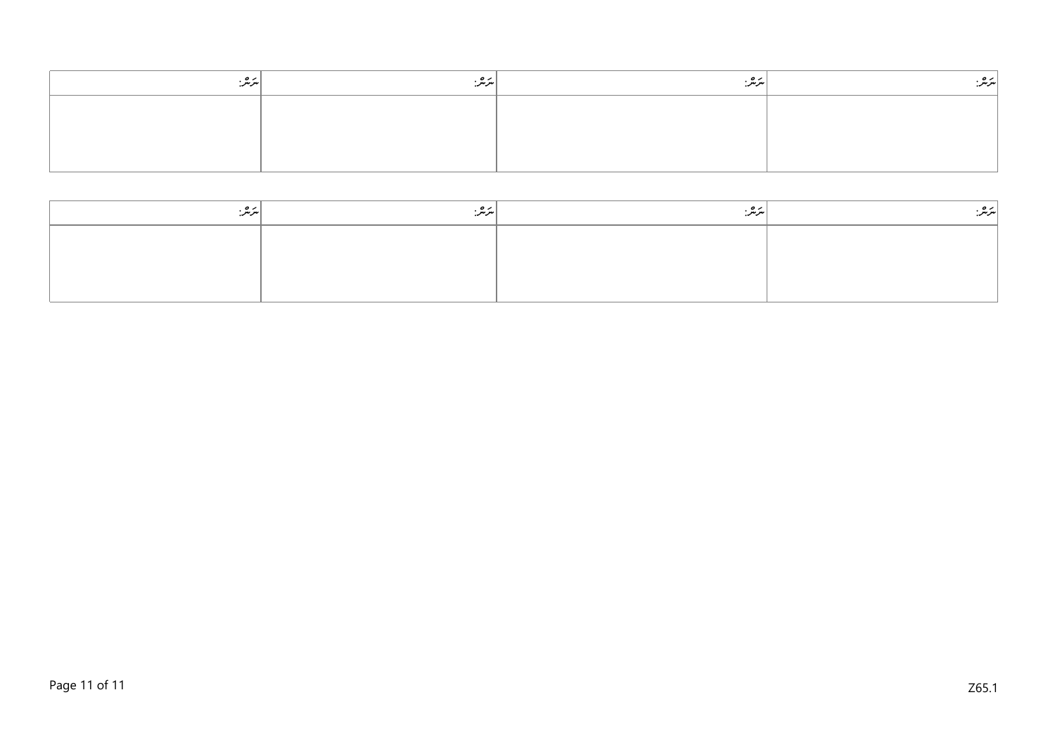| ނަރުދ: | ނަރުދ: | ނަރުދ: | ނަރުދ: |
| --- | --- | --- | --- |
| | | | |

| ނަރުދ: | ނަރުދ: | ނަރުދ: | ނަރުދ: |
| --- | --- | --- | --- |
| | | | |